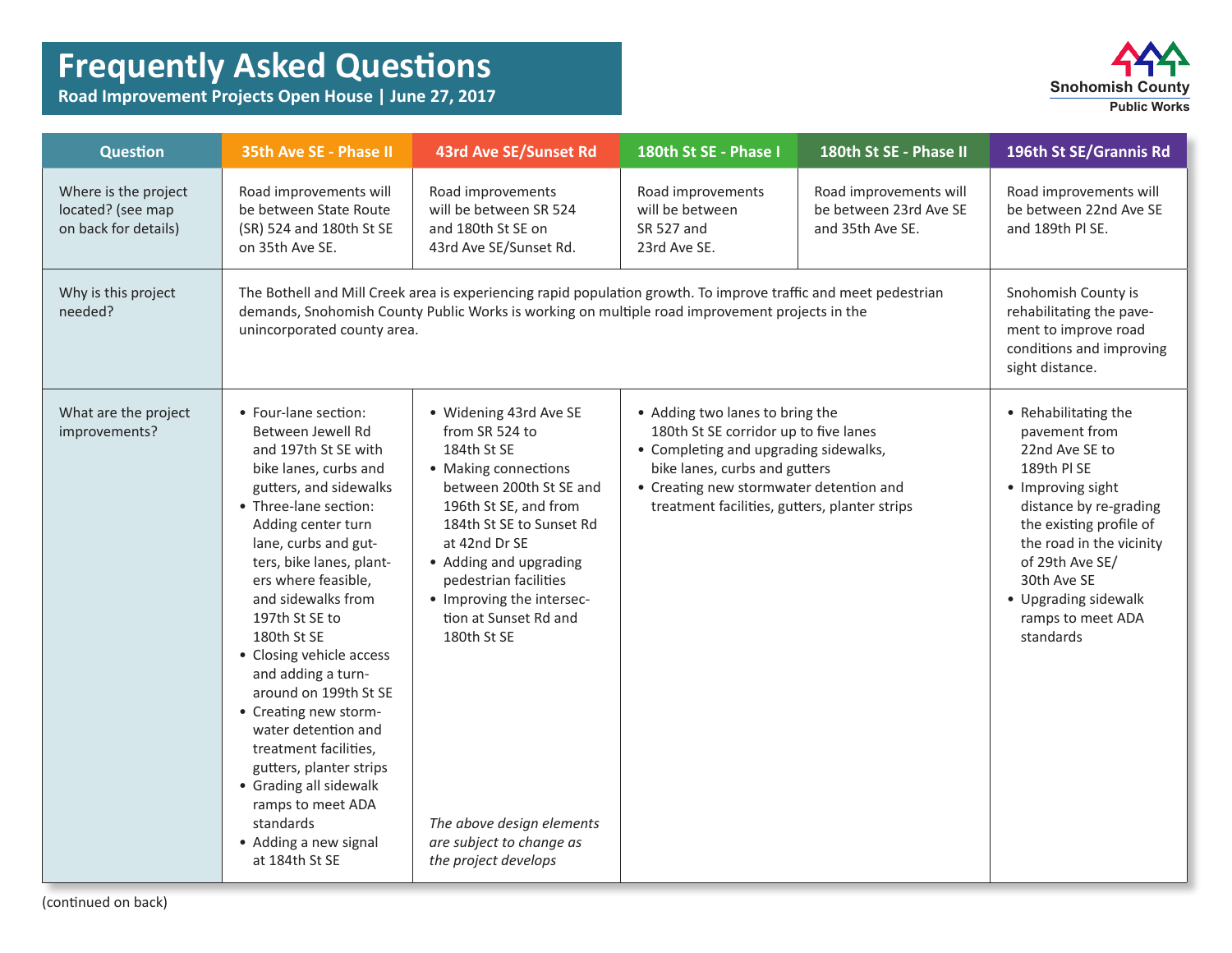# Frequently Asked Questions

**Road Improvement Projects Open House | June 27, 2017**

Snohomish County
Public Works

| Question | 35th Ave SE - Phase II | 43rd Ave SE/Sunset Rd | 180th St SE - Phase I | 180th St SE - Phase II | 196th St SE/Grannis Rd |
|---|---|---|---|---|---|
| Where is the project located? (see map on back for details) | Road improvements will be between State Route (SR) 524 and 180th St SE on 35th Ave SE. | Road improvements will be between SR 524 and 180th St SE on 43rd Ave SE/Sunset Rd. | Road improvements will be between SR 527 and 23rd Ave SE. | Road improvements will be between 23rd Ave SE and 35th Ave SE. | Road improvements will be between 22nd Ave SE and 189th Pl SE. |
| Why is this project needed? | The Bothell and Mill Creek area is experiencing rapid population growth. To improve traffic and meet pedestrian demands, Snohomish County Public Works is working on multiple road improvement projects in the unincorporated county area. | | | | Snohomish County is rehabilitating the pavement to improve road conditions and improving sight distance. |
| What are the project improvements? | • Four-lane section: Between Jewell Rd and 197th St SE with bike lanes, curbs and gutters, and sidewalks<br>• Three-lane section: Adding center turn lane, curbs and gutters, bike lanes, planters where feasible, and sidewalks from 197th St SE to 180th St SE<br>• Closing vehicle access and adding a turn-around on 199th St SE<br>• Creating new stormwater detention and treatment facilities, gutters, planter strips<br>• Grading all sidewalk ramps to meet ADA standards<br>• Adding a new signal at 184th St SE | • Widening 43rd Ave SE from SR 524 to 184th St SE<br>• Making connections between 200th St SE and 196th St SE, and from 184th St SE to Sunset Rd at 42nd Dr SE<br>• Adding and upgrading pedestrian facilities<br>• Improving the intersection at Sunset Rd and 180th St SE<br><br>*The above design elements are subject to change as the project develops* | • Adding two lanes to bring the 180th St SE corridor up to five lanes<br>• Completing and upgrading sidewalks, bike lanes, curbs and gutters<br>• Creating new stormwater detention and treatment facilities, gutters, planter strips | | • Rehabilitating the pavement from 22nd Ave SE to 189th Pl SE<br>• Improving sight distance by re-grading the existing profile of the road in the vicinity of 29th Ave SE/30th Ave SE<br>• Upgrading sidewalk ramps to meet ADA standards |

(continued on back)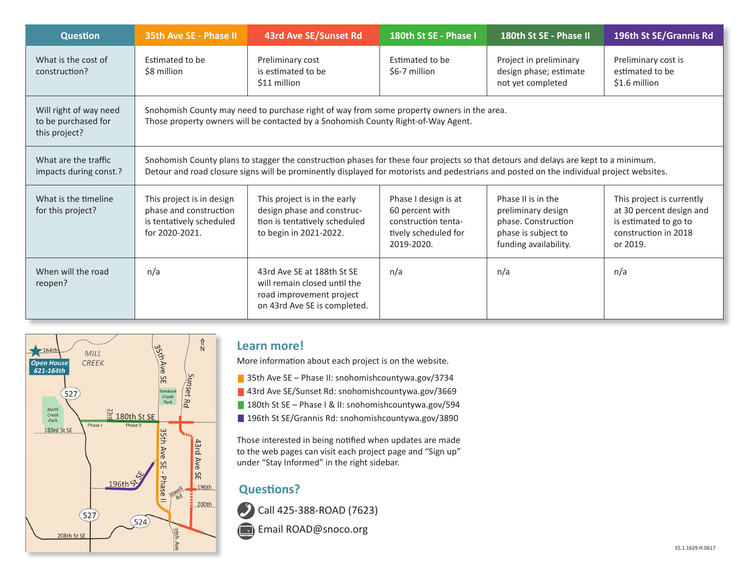| Question | 35th Ave SE - Phase II | 43rd Ave SE/Sunset Rd | 180th St SE - Phase I | 180th St SE - Phase II | 196th St SE/Grannis Rd |
|---|---|---|---|---|---|
| What is the cost of construction? | Estimated to be $8 million | Preliminary cost is estimated to be $11 million | Estimated to be $6-7 million | Project in preliminary design phase; estimate not yet completed | Preliminary cost is estimated to be $1.6 million |
| Will right of way need to be purchased for this project? | Snohomish County may need to purchase right of way from some property owners in the area. Those property owners will be contacted by a Snohomish County Right-of-Way Agent. | | | | |
| What are the traffic impacts during const.? | Snohomish County plans to stagger the construction phases for these four projects so that detours and delays are kept to a minimum. Detour and road closure signs will be prominently displayed for motorists and pedestrians and posted on the individual project websites. | | | | |
| What is the timeline for this project? | This project is in design phase and construction is tentatively scheduled for 2020-2021. | This project is in the early design phase and construction is tentatively scheduled to begin in 2021-2022. | Phase I design is at 60 percent with construction tentatively scheduled for 2019-2020. | Phase II is in the preliminary design phase. Construction phase is subject to funding availability. | This project is currently at 30 percent design and is estimated to go to construction in 2018 or 2019. |
| When will the road reopen? | n/a | 43rd Ave SE at 188th St SE will remain closed until the road improvement project on 43rd Ave SE is completed. | n/a | n/a | n/a |

Open House
621-164th
MILL CREEK
164th
527
North Creek Park
183rd St SE
Phase I
23rd
180th St SE
Phase II
Tambark Creek Park
35th Ave SE
Sunset Rd
43rd Ave SE
35th Ave SE - Phase II
196th St SE
Jewell Rd
196th
200th
527
524
208th St SE
39th Ave
N

## Learn more!

More information about each project is on the website.

- 35th Ave SE – Phase II: snohomishcountywa.gov/3734
- 43rd Ave SE/Sunset Rd: snohomishcountywa.gov/3669
- 180th St SE – Phase I & II: snohomishcountywa.gov/594
- 196th St SE/Grannis Rd: snohomishcountywa.gov/3890

Those interested in being notified when updates are made to the web pages can visit each project page and "Sign up" under "Stay Informed" in the right sidebar.

## Questions?

Call 425-388-ROAD (7623)

Email ROAD@snoco.org

ES.1.1629.H.0617